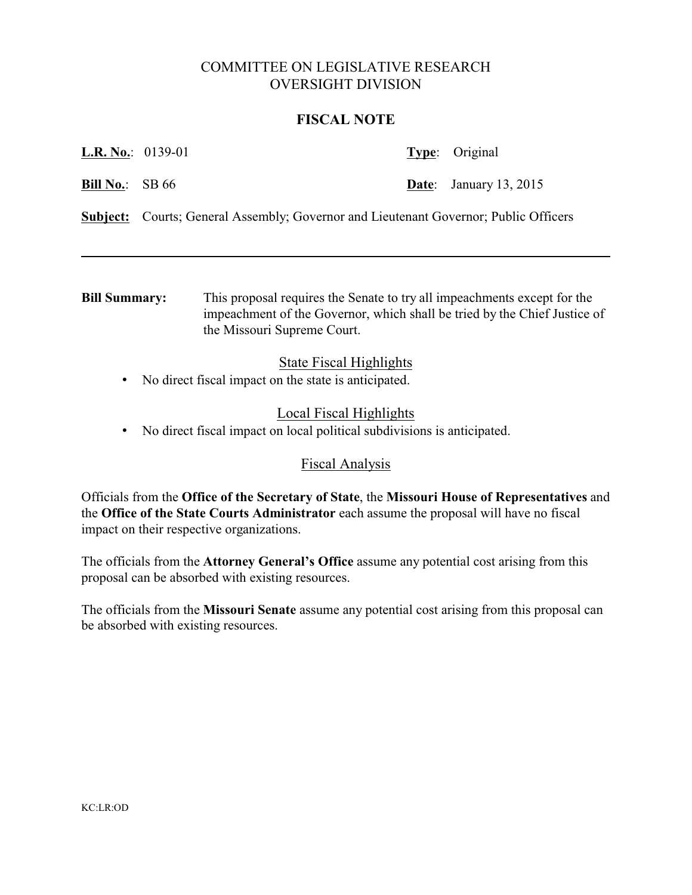# COMMITTEE ON LEGISLATIVE RESEARCH
# OVERSIGHT DIVISION

## FISCAL NOTE

**L.R. No.**: 0139-01 **Type**: Original

**Bill No.**: SB 66 **Date**: January 13, 2015

**Subject:** Courts; General Assembly; Governor and Lieutenant Governor; Public Officers

---

**Bill Summary:** This proposal requires the Senate to try all impeachments except for the impeachment of the Governor, which shall be tried by the Chief Justice of the Missouri Supreme Court.

### State Fiscal Highlights

- No direct fiscal impact on the state is anticipated.

### Local Fiscal Highlights

- No direct fiscal impact on local political subdivisions is anticipated.

### Fiscal Analysis

Officials from the **Office of the Secretary of State**, the **Missouri House of Representatives** and the **Office of the State Courts Administrator** each assume the proposal will have no fiscal impact on their respective organizations.

The officials from the **Attorney General's Office** assume any potential cost arising from this proposal can be absorbed with existing resources.

The officials from the **Missouri Senate** assume any potential cost arising from this proposal can be absorbed with existing resources.

KC:LR:OD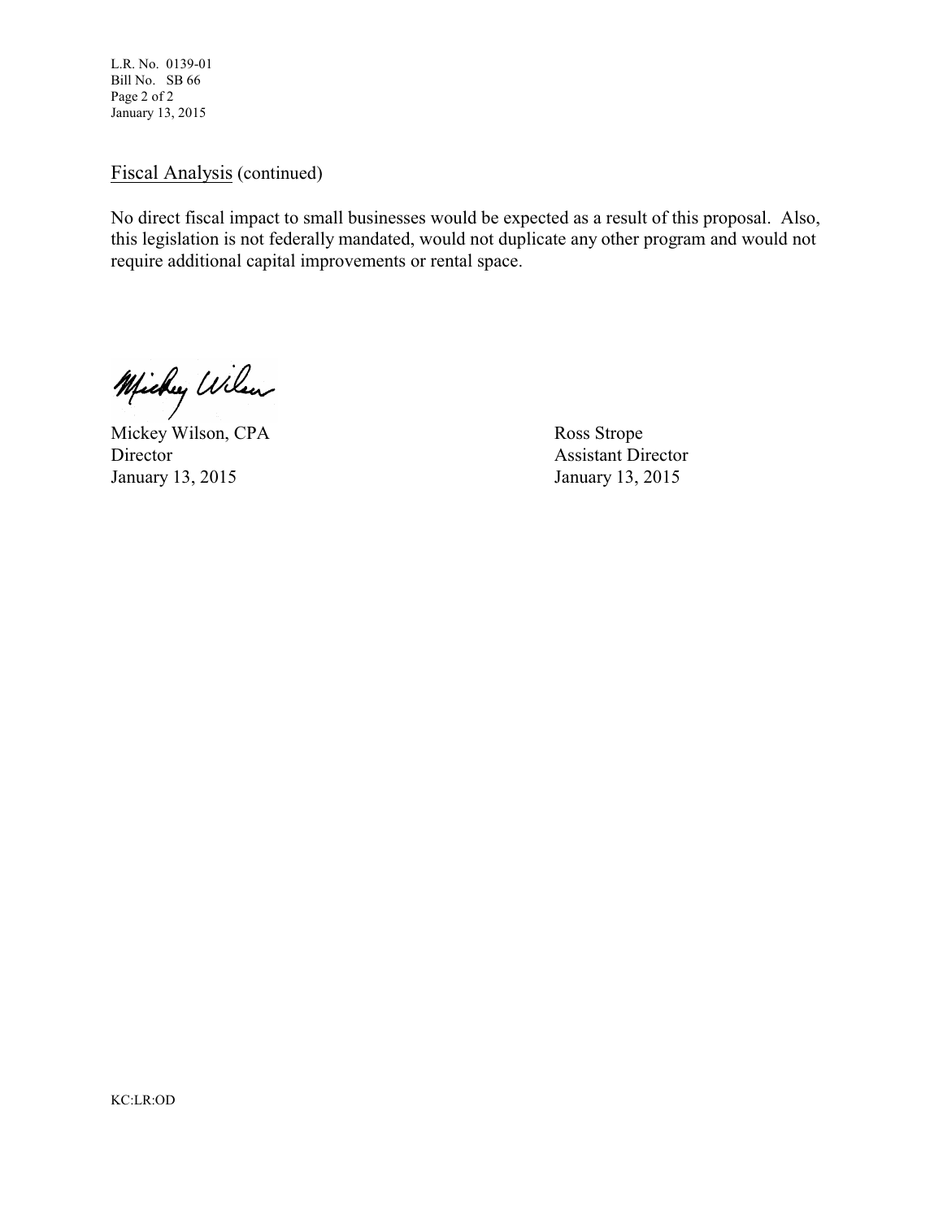Fiscal Analysis (continued)

No direct fiscal impact to small businesses would be expected as a result of this proposal. Also, this legislation is not federally mandated, would not duplicate any other program and would not require additional capital improvements or rental space.

Mickey Wilson, CA
Director
January 13, 2015

Ross Strope
Assistant Director
January 13, 2015

KC:LR:OD